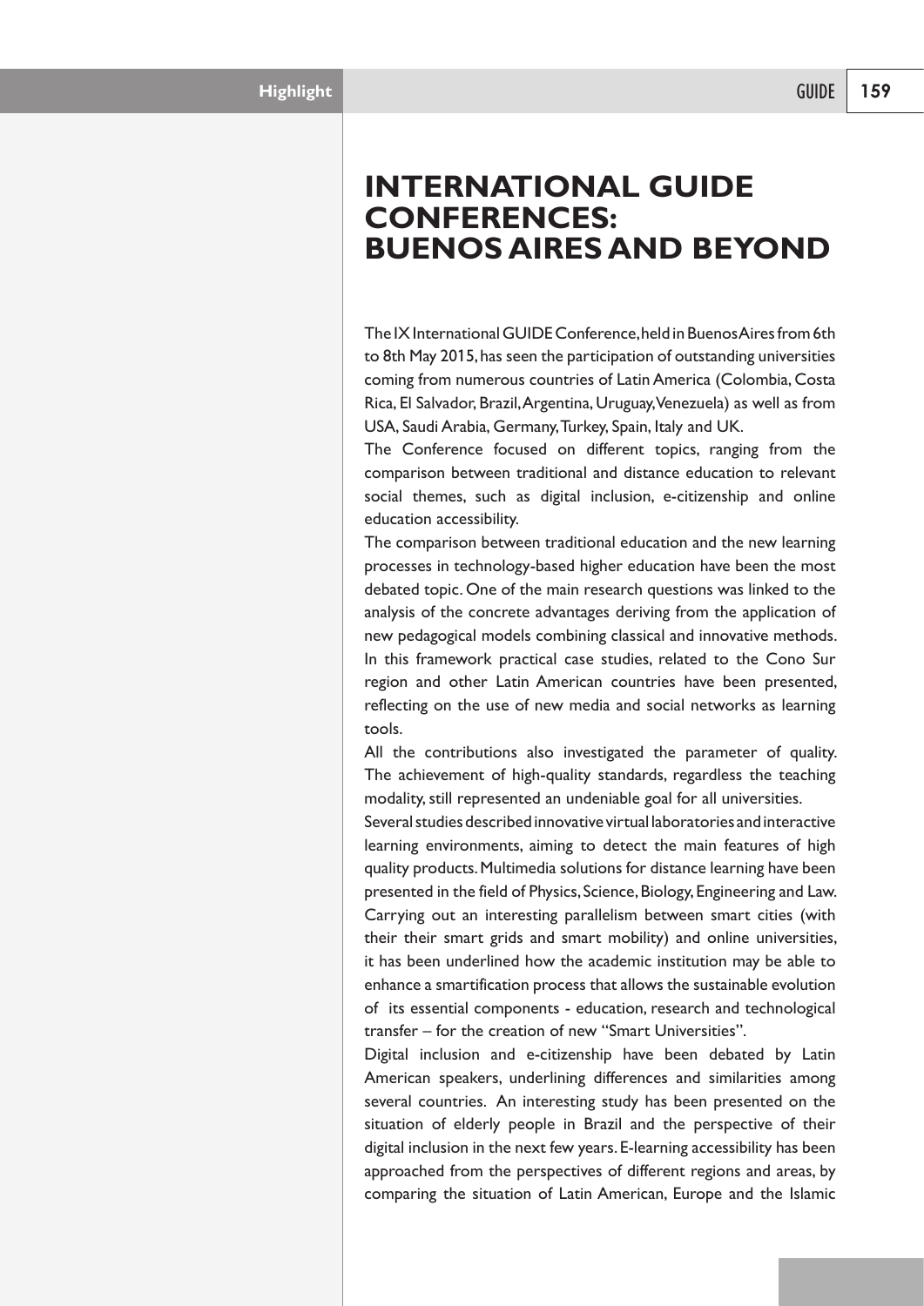# INTERNATIONAL GUIDE CONFERENCES: BUENOS AIRES AND BEYOND

The IX International GUIDE Conference, held in Buenos Aires from 6th to 8th May 2015, has seen the participation of outstanding universities coming from numerous countries of Latin America (Colombia, Costa Rica, El Salvador, Brazil, Argentina, Uruguay, Venezuela) as well as from USA, Saudi Arabia, Germany, Turkey, Spain, Italy and UK.

The Conference focused on different topics, ranging from the comparison between traditional and distance education to relevant social themes, such as digital inclusion, e-citizenship and online education accessibility.

The comparison between traditional education and the new learning processes in technology-based higher education have been the most debated topic. One of the main research questions was linked to the analysis of the concrete advantages deriving from the application of new pedagogical models combining classical and innovative methods. In this framework practical case studies, related to the Cono Sur region and other Latin American countries have been presented, reflecting on the use of new media and social networks as learning tools.

All the contributions also investigated the parameter of quality. The achievement of high-quality standards, regardless the teaching modality, still represented an undeniable goal for all universities.

Several studies described innovative virtual laboratories and interactive learning environments, aiming to detect the main features of high quality products. Multimedia solutions for distance learning have been presented in the field of Physics, Science, Biology, Engineering and Law. Carrying out an interesting parallelism between smart cities (with their their smart grids and smart mobility) and online universities, it has been underlined how the academic institution may be able to enhance a smartification process that allows the sustainable evolution of its essential components - education, research and technological transfer – for the creation of new "Smart Universities".

Digital inclusion and e-citizenship have been debated by Latin American speakers, underlining differences and similarities among several countries. An interesting study has been presented on the situation of elderly people in Brazil and the perspective of their digital inclusion in the next few years. E-learning accessibility has been approached from the perspectives of different regions and areas, by comparing the situation of Latin American, Europe and the Islamic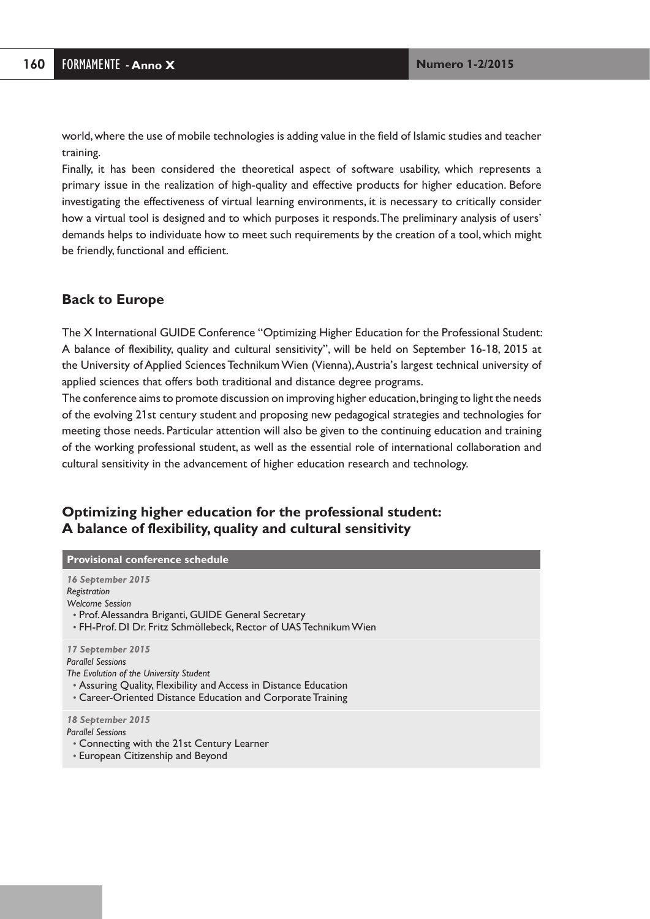world, where the use of mobile technologies is adding value in the field of Islamic studies and teacher training.

Finally, it has been considered the theoretical aspect of software usability, which represents a primary issue in the realization of high-quality and effective products for higher education. Before investigating the effectiveness of virtual learning environments, it is necessary to critically consider how a virtual tool is designed and to which purposes it responds. The preliminary analysis of users' demands helps to individuate how to meet such requirements by the creation of a tool, which might be friendly, functional and efficient.

## Back to Europe

The X International GUIDE Conference "Optimizing Higher Education for the Professional Student: A balance of flexibility, quality and cultural sensitivity", will be held on September 16-18, 2015 at the University of Applied Sciences Technikum Wien (Vienna), Austria's largest technical university of applied sciences that offers both traditional and distance degree programs.

The conference aims to promote discussion on improving higher education, bringing to light the needs of the evolving 21st century student and proposing new pedagogical strategies and technologies for meeting those needs. Particular attention will also be given to the continuing education and training of the working professional student, as well as the essential role of international collaboration and cultural sensitivity in the advancement of higher education research and technology.

## Optimizing higher education for the professional student: A balance of flexibility, quality and cultural sensitivity

**Provisional conference schedule**

***16 September 2015***
*Registration*
*Welcome Session*

- Prof. Alessandra Briganti, GUIDE General Secretary
- FH-Prof. DI Dr. Fritz Schmöllebeck, Rector of UAS Technikum Wien

***17 September 2015***
*Parallel Sessions*
*The Evolution of the University Student*

- Assuring Quality, Flexibility and Access in Distance Education
- Career-Oriented Distance Education and Corporate Training

***18 September 2015***
*Parallel Sessions*

- Connecting with the 21st Century Learner
- European Citizenship and Beyond